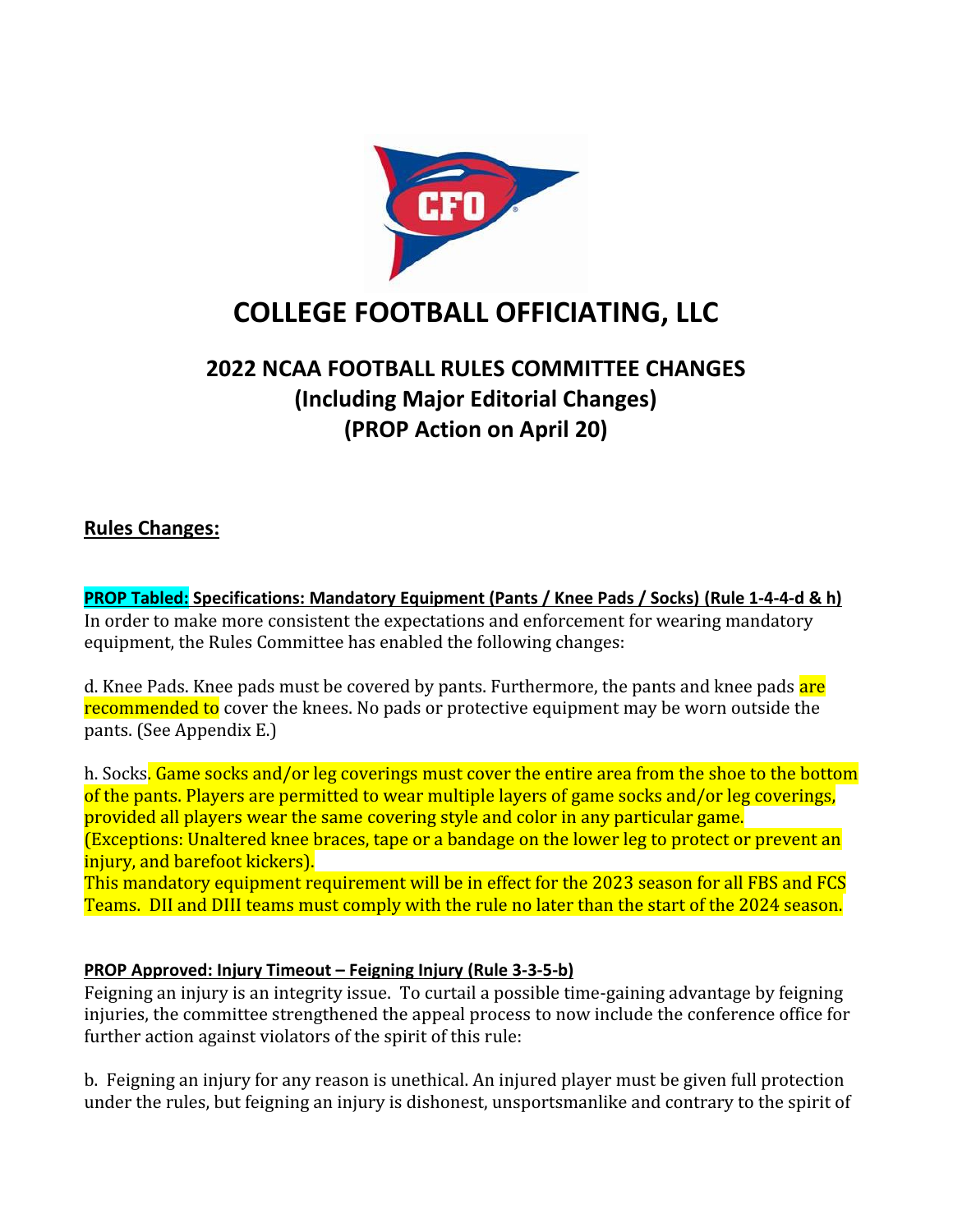# COLLEGE FOOTBALL OFFICIATING, LLC

## 2022 NCAA FOOTBALL RULES COMMITTEE CHANGES (Including Major Editorial Changes) (PROP Action on April 20)

## Rules Changes:

**PROP Tabled: Specifications: Mandatory Equipment (Pants / Knee Pads / Socks) (Rule 1-4-4-d & h)**

In order to make more consistent the expectations and enforcement for wearing mandatory equipment, the Rules Committee has enabled the following changes:

d. Knee Pads. Knee pads must be covered by pants. Furthermore, the pants and knee pads are recommended to cover the knees. No pads or protective equipment may be worn outside the pants. (See Appendix E.)

h. Socks. Game socks and/or leg coverings must cover the entire area from the shoe to the bottom of the pants. Players are permitted to wear multiple layers of game socks and/or leg coverings, provided all players wear the same covering style and color in any particular game. (Exceptions: Unaltered knee braces, tape or a bandage on the lower leg to protect or prevent an injury, and barefoot kickers).

This mandatory equipment requirement will be in effect for the 2023 season for all FBS and FCS Teams. DII and DIII teams must comply with the rule no later than the start of the 2024 season.

**PROP Approved: Injury Timeout – Feigning Injury (Rule 3-3-5-b)**

Feigning an injury is an integrity issue. To curtail a possible time-gaining advantage by feigning injuries, the committee strengthened the appeal process to now include the conference office for further action against violators of the spirit of this rule:

b. Feigning an injury for any reason is unethical. An injured player must be given full protection under the rules, but feigning an injury is dishonest, unsportsmanlike and contrary to the spirit of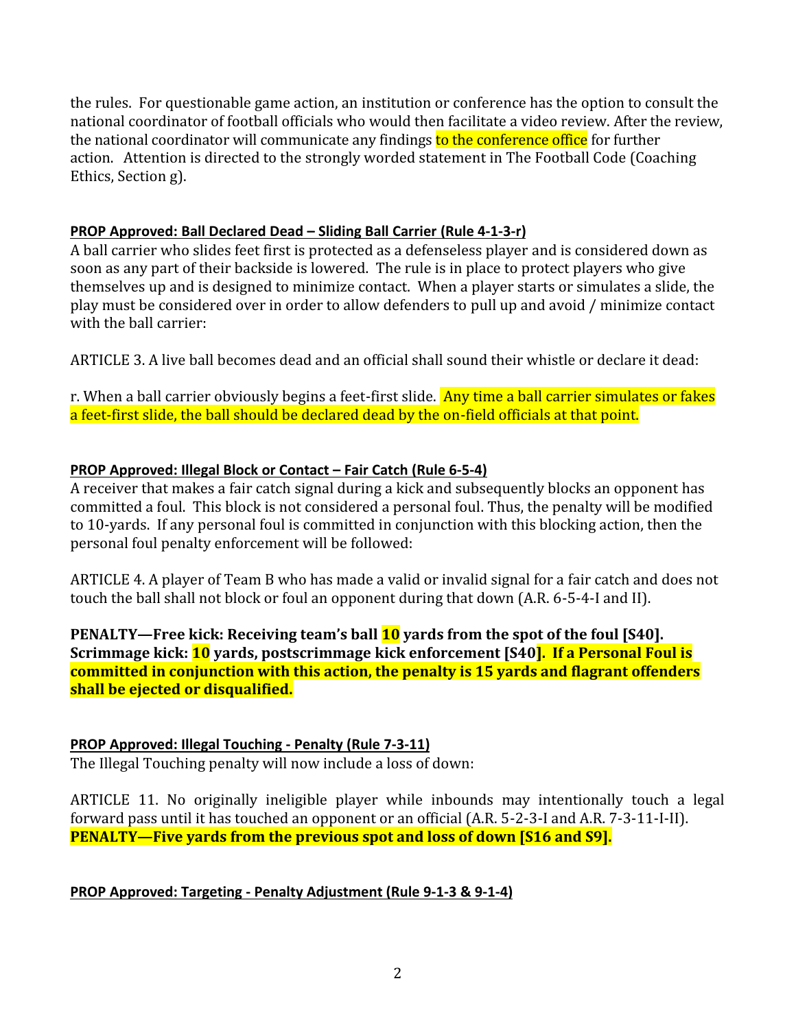the rules. For questionable game action, an institution or conference has the option to consult the national coordinator of football officials who would then facilitate a video review. After the review, the national coordinator will communicate any findings to the conference office for further action. Attention is directed to the strongly worded statement in The Football Code (Coaching Ethics, Section g).

**PROP Approved: Ball Declared Dead – Sliding Ball Carrier (Rule 4-1-3-r)**

A ball carrier who slides feet first is protected as a defenseless player and is considered down as soon as any part of their backside is lowered. The rule is in place to protect players who give themselves up and is designed to minimize contact. When a player starts or simulates a slide, the play must be considered over in order to allow defenders to pull up and avoid / minimize contact with the ball carrier:

ARTICLE 3. A live ball becomes dead and an official shall sound their whistle or declare it dead:

r. When a ball carrier obviously begins a feet-first slide. Any time a ball carrier simulates or fakes a feet-first slide, the ball should be declared dead by the on-field officials at that point.

**PROP Approved: Illegal Block or Contact – Fair Catch (Rule 6-5-4)**

A receiver that makes a fair catch signal during a kick and subsequently blocks an opponent has committed a foul. This block is not considered a personal foul. Thus, the penalty will be modified to 10-yards. If any personal foul is committed in conjunction with this blocking action, then the personal foul penalty enforcement will be followed:

ARTICLE 4. A player of Team B who has made a valid or invalid signal for a fair catch and does not touch the ball shall not block or foul an opponent during that down (A.R. 6-5-4-I and II).

**PENALTY—Free kick: Receiving team's ball 10 yards from the spot of the foul [S40]. Scrimmage kick: 10 yards, postscrimmage kick enforcement [S40]. If a Personal Foul is committed in conjunction with this action, the penalty is 15 yards and flagrant offenders shall be ejected or disqualified.**

**PROP Approved: Illegal Touching - Penalty (Rule 7-3-11)**

The Illegal Touching penalty will now include a loss of down:

ARTICLE 11. No originally ineligible player while inbounds may intentionally touch a legal forward pass until it has touched an opponent or an official (A.R. 5-2-3-I and A.R. 7-3-11-I-II). **PENALTY—Five yards from the previous spot and loss of down [S16 and S9].**

**PROP Approved: Targeting - Penalty Adjustment (Rule 9-1-3 & 9-1-4)**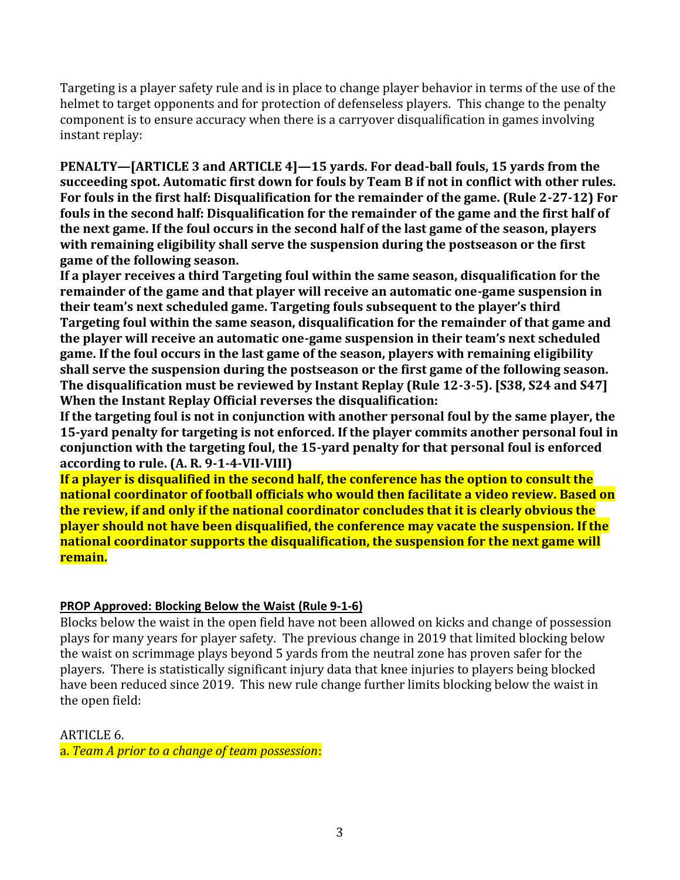Targeting is a player safety rule and is in place to change player behavior in terms of the use of the helmet to target opponents and for protection of defenseless players. This change to the penalty component is to ensure accuracy when there is a carryover disqualification in games involving instant replay:

**PENALTY—[ARTICLE 3 and ARTICLE 4]—15 yards. For dead-ball fouls, 15 yards from the succeeding spot. Automatic first down for fouls by Team B if not in conflict with other rules. For fouls in the first half: Disqualification for the remainder of the game. (Rule 2-27-12) For fouls in the second half: Disqualification for the remainder of the game and the first half of the next game. If the foul occurs in the second half of the last game of the season, players with remaining eligibility shall serve the suspension during the postseason or the first game of the following season.**
**If a player receives a third Targeting foul within the same season, disqualification for the remainder of the game and that player will receive an automatic one-game suspension in their team's next scheduled game. Targeting fouls subsequent to the player's third Targeting foul within the same season, disqualification for the remainder of that game and the player will receive an automatic one-game suspension in their team's next scheduled game. If the foul occurs in the last game of the season, players with remaining eligibility shall serve the suspension during the postseason or the first game of the following season. The disqualification must be reviewed by Instant Replay (Rule 12-3-5). [S38, S24 and S47]**
**When the Instant Replay Official reverses the disqualification:**
**If the targeting foul is not in conjunction with another personal foul by the same player, the 15-yard penalty for targeting is not enforced. If the player commits another personal foul in conjunction with the targeting foul, the 15-yard penalty for that personal foul is enforced according to rule. (A. R. 9-1-4-VII-VIII)**
**If a player is disqualified in the second half, the conference has the option to consult the national coordinator of football officials who would then facilitate a video review. Based on the review, if and only if the national coordinator concludes that it is clearly obvious the player should not have been disqualified, the conference may vacate the suspension. If the national coordinator supports the disqualification, the suspension for the next game will remain.**

**PROP Approved: Blocking Below the Waist (Rule 9-1-6)**

Blocks below the waist in the open field have not been allowed on kicks and change of possession plays for many years for player safety. The previous change in 2019 that limited blocking below the waist on scrimmage plays beyond 5 yards from the neutral zone has proven safer for the players. There is statistically significant injury data that knee injuries to players being blocked have been reduced since 2019. This new rule change further limits blocking below the waist in the open field:

ARTICLE 6.

a. *Team A prior to a change of team possession*: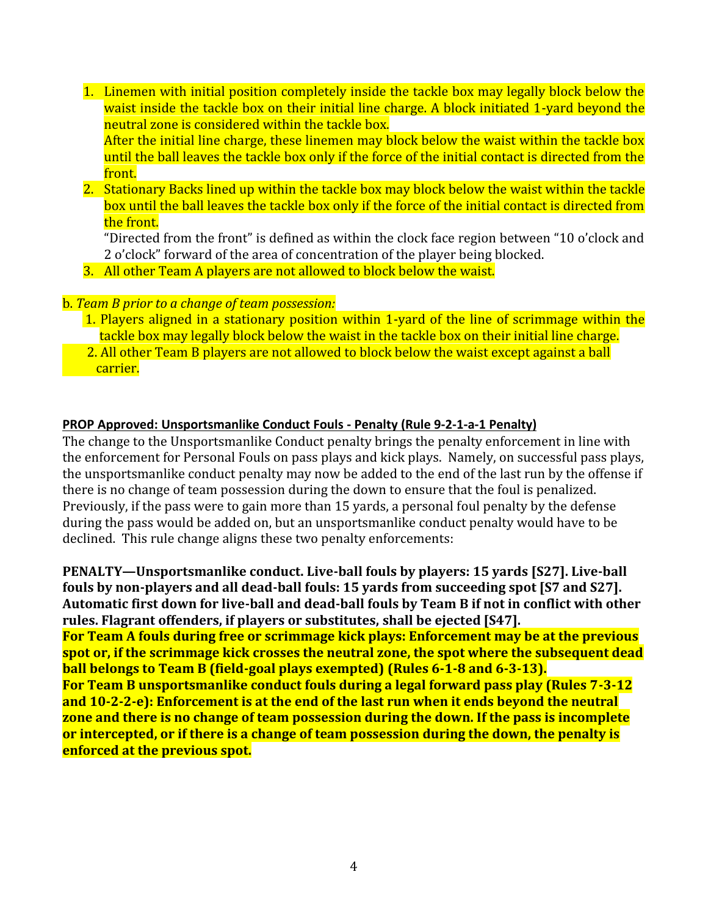1. Linemen with initial position completely inside the tackle box may legally block below the waist inside the tackle box on their initial line charge. A block initiated 1-yard beyond the neutral zone is considered within the tackle box.
   After the initial line charge, these linemen may block below the waist within the tackle box until the ball leaves the tackle box only if the force of the initial contact is directed from the front.
2. Stationary Backs lined up within the tackle box may block below the waist within the tackle box until the ball leaves the tackle box only if the force of the initial contact is directed from the front.
   "Directed from the front" is defined as within the clock face region between "10 o'clock and 2 o'clock" forward of the area of concentration of the player being blocked.
3. All other Team A players are not allowed to block below the waist.

b. *Team B prior to a change of team possession:*

1. Players aligned in a stationary position within 1-yard of the line of scrimmage within the tackle box may legally block below the waist in the tackle box on their initial line charge.
2. All other Team B players are not allowed to block below the waist except against a ball carrier.

**PROP Approved: Unsportsmanlike Conduct Fouls - Penalty (Rule 9-2-1-a-1 Penalty)**

The change to the Unsportsmanlike Conduct penalty brings the penalty enforcement in line with the enforcement for Personal Fouls on pass plays and kick plays. Namely, on successful pass plays, the unsportsmanlike conduct penalty may now be added to the end of the last run by the offense if there is no change of team possession during the down to ensure that the foul is penalized. Previously, if the pass were to gain more than 15 yards, a personal foul penalty by the defense during the pass would be added on, but an unsportsmanlike conduct penalty would have to be declined. This rule change aligns these two penalty enforcements:

**PENALTY—Unsportsmanlike conduct. Live-ball fouls by players: 15 yards [S27]. Live-ball fouls by non-players and all dead-ball fouls: 15 yards from succeeding spot [S7 and S27]. Automatic first down for live-ball and dead-ball fouls by Team B if not in conflict with other rules. Flagrant offenders, if players or substitutes, shall be ejected [S47].**

**For Team A fouls during free or scrimmage kick plays: Enforcement may be at the previous spot or, if the scrimmage kick crosses the neutral zone, the spot where the subsequent dead ball belongs to Team B (field-goal plays exempted) (Rules 6-1-8 and 6-3-13).**

**For Team B unsportsmanlike conduct fouls during a legal forward pass play (Rules 7-3-12 and 10-2-2-e): Enforcement is at the end of the last run when it ends beyond the neutral zone and there is no change of team possession during the down. If the pass is incomplete or intercepted, or if there is a change of team possession during the down, the penalty is enforced at the previous spot.**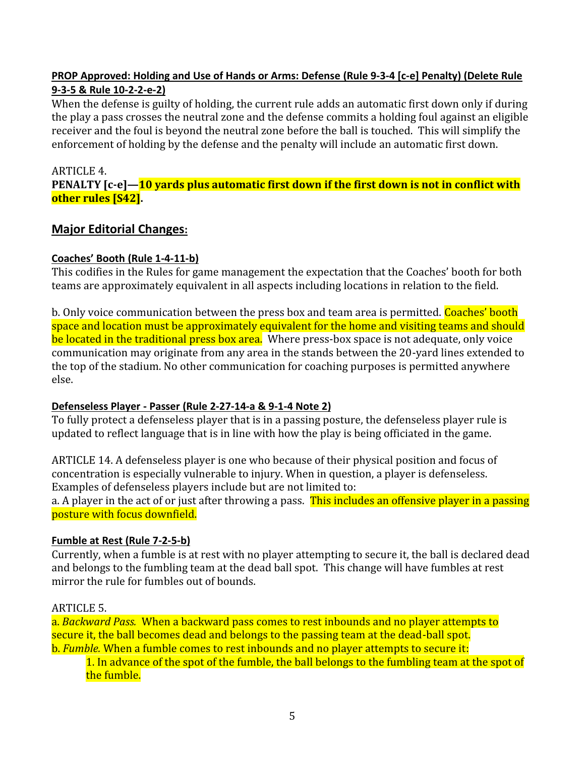**PROP Approved: Holding and Use of Hands or Arms: Defense (Rule 9-3-4 [c-e] Penalty) (Delete Rule 9-3-5 & Rule 10-2-2-e-2)**

When the defense is guilty of holding, the current rule adds an automatic first down only if during the play a pass crosses the neutral zone and the defense commits a holding foul against an eligible receiver and the foul is beyond the neutral zone before the ball is touched. This will simplify the enforcement of holding by the defense and the penalty will include an automatic first down.

ARTICLE 4.

**PENALTY [c-e]—10 yards plus automatic first down if the first down is not in conflict with other rules [S42].**

## Major Editorial Changes:

**Coaches' Booth (Rule 1-4-11-b)**

This codifies in the Rules for game management the expectation that the Coaches' booth for both teams are approximately equivalent in all aspects including locations in relation to the field.

b. Only voice communication between the press box and team area is permitted. Coaches' booth space and location must be approximately equivalent for the home and visiting teams and should be located in the traditional press box area. Where press-box space is not adequate, only voice communication may originate from any area in the stands between the 20-yard lines extended to the top of the stadium. No other communication for coaching purposes is permitted anywhere else.

**Defenseless Player - Passer (Rule 2-27-14-a & 9-1-4 Note 2)**

To fully protect a defenseless player that is in a passing posture, the defenseless player rule is updated to reflect language that is in line with how the play is being officiated in the game.

ARTICLE 14. A defenseless player is one who because of their physical position and focus of concentration is especially vulnerable to injury. When in question, a player is defenseless. Examples of defenseless players include but are not limited to:

a. A player in the act of or just after throwing a pass. This includes an offensive player in a passing posture with focus downfield.

**Fumble at Rest (Rule 7-2-5-b)**

Currently, when a fumble is at rest with no player attempting to secure it, the ball is declared dead and belongs to the fumbling team at the dead ball spot. This change will have fumbles at rest mirror the rule for fumbles out of bounds.

ARTICLE 5.

a. *Backward Pass.* When a backward pass comes to rest inbounds and no player attempts to secure it, the ball becomes dead and belongs to the passing team at the dead-ball spot.

b. *Fumble.* When a fumble comes to rest inbounds and no player attempts to secure it:

1. In advance of the spot of the fumble, the ball belongs to the fumbling team at the spot of the fumble.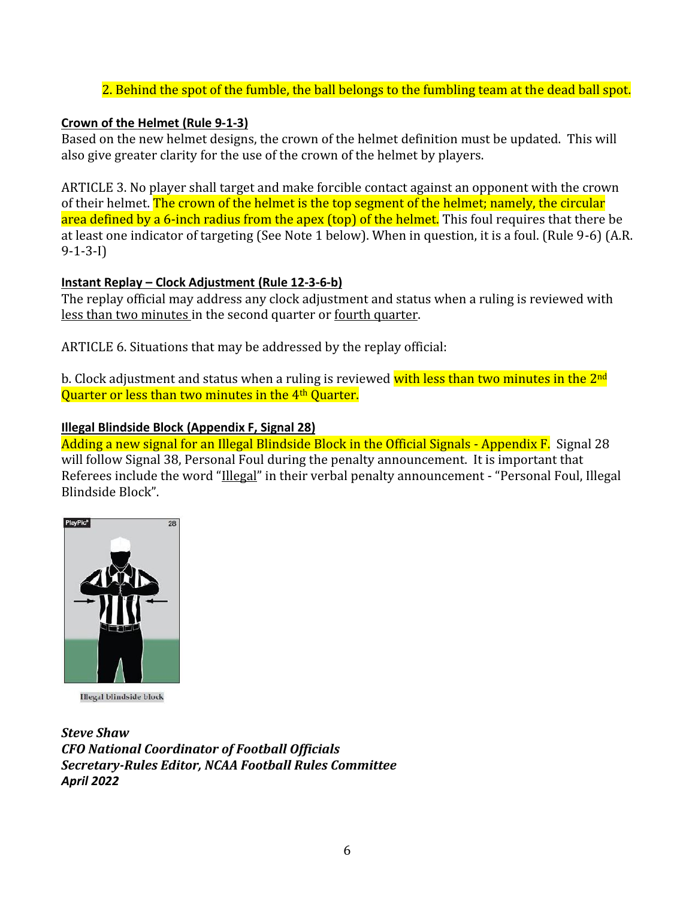2. Behind the spot of the fumble, the ball belongs to the fumbling team at the dead ball spot.

**Crown of the Helmet (Rule 9-1-3)**

Based on the new helmet designs, the crown of the helmet definition must be updated. This will also give greater clarity for the use of the crown of the helmet by players.

ARTICLE 3. No player shall target and make forcible contact against an opponent with the crown of their helmet. The crown of the helmet is the top segment of the helmet; namely, the circular area defined by a 6-inch radius from the apex (top) of the helmet. This foul requires that there be at least one indicator of targeting (See Note 1 below). When in question, it is a foul. (Rule 9-6) (A.R. 9-1-3-I)

**Instant Replay – Clock Adjustment (Rule 12-3-6-b)**

The replay official may address any clock adjustment and status when a ruling is reviewed with less than two minutes in the second quarter or fourth quarter.

ARTICLE 6. Situations that may be addressed by the replay official:

b. Clock adjustment and status when a ruling is reviewed with less than two minutes in the 2nd Quarter or less than two minutes in the 4th Quarter.

**Illegal Blindside Block (Appendix F, Signal 28)**

Adding a new signal for an Illegal Blindside Block in the Official Signals - Appendix F. Signal 28 will follow Signal 38, Personal Foul during the penalty announcement. It is important that Referees include the word "Illegal" in their verbal penalty announcement - "Personal Foul, Illegal Blindside Block".

Illegal blindside block

***Steve Shaw***
***CFO National Coordinator of Football Officials***
***Secretary-Rules Editor, NCAA Football Rules Committee***
***April 2022***